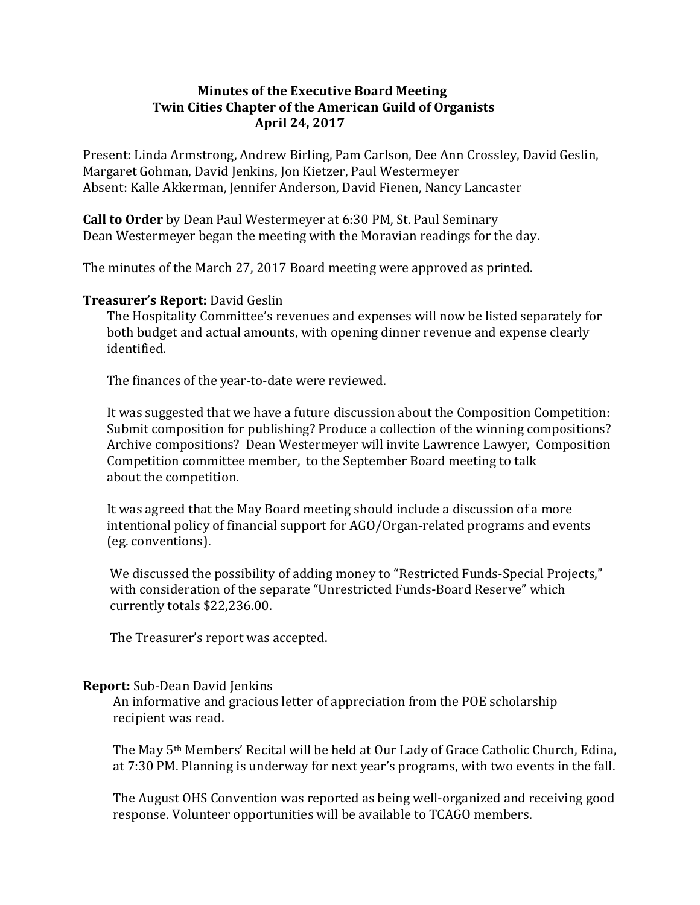# Minutes of the Executive Board Meeting
## Twin Cities Chapter of the American Guild of Organists
### April 24, 2017

Present: Linda Armstrong, Andrew Birling, Pam Carlson, Dee Ann Crossley, David Geslin, Margaret Gohman, David Jenkins, Jon Kietzer, Paul Westermeyer
Absent: Kalle Akkerman, Jennifer Anderson, David Fienen, Nancy Lancaster

**Call to Order** by Dean Paul Westermeyer at 6:30 PM, St. Paul Seminary
Dean Westermeyer began the meeting with the Moravian readings for the day.

The minutes of the March 27, 2017 Board meeting were approved as printed.

**Treasurer's Report:** David Geslin

The Hospitality Committee's revenues and expenses will now be listed separately for both budget and actual amounts, with opening dinner revenue and expense clearly identified.

The finances of the year-to-date were reviewed.

It was suggested that we have a future discussion about the Composition Competition: Submit composition for publishing? Produce a collection of the winning compositions? Archive compositions? Dean Westermeyer will invite Lawrence Lawyer, Composition Competition committee member, to the September Board meeting to talk about the competition.

It was agreed that the May Board meeting should include a discussion of a more intentional policy of financial support for AGO/Organ-related programs and events (eg. conventions).

We discussed the possibility of adding money to "Restricted Funds-Special Projects," with consideration of the separate "Unrestricted Funds-Board Reserve" which currently totals $22,236.00.

The Treasurer's report was accepted.

**Report:** Sub-Dean David Jenkins

An informative and gracious letter of appreciation from the POE scholarship recipient was read.

The May 5th Members' Recital will be held at Our Lady of Grace Catholic Church, Edina, at 7:30 PM. Planning is underway for next year's programs, with two events in the fall.

The August OHS Convention was reported as being well-organized and receiving good response. Volunteer opportunities will be available to TCAGO members.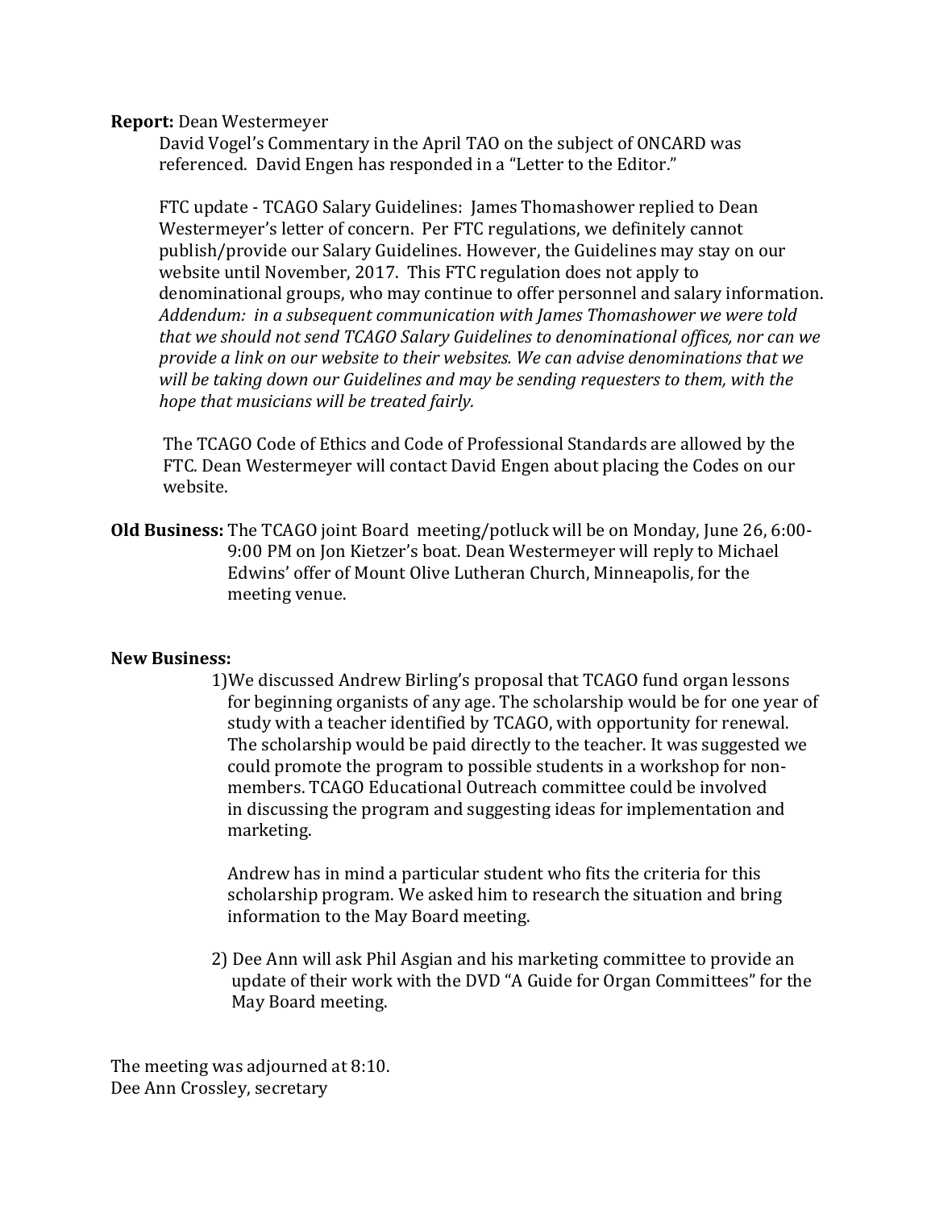**Report:** Dean Westermeyer

David Vogel's Commentary in the April TAO on the subject of ONCARD was referenced. David Engen has responded in a "Letter to the Editor."

FTC update - TCAGO Salary Guidelines: James Thomashower replied to Dean Westermeyer's letter of concern. Per FTC regulations, we definitely cannot publish/provide our Salary Guidelines. However, the Guidelines may stay on our website until November, 2017. This FTC regulation does not apply to denominational groups, who may continue to offer personnel and salary information. *Addendum: in a subsequent communication with James Thomashower we were told that we should not send TCAGO Salary Guidelines to denominational offices, nor can we provide a link on our website to their websites. We can advise denominations that we will be taking down our Guidelines and may be sending requesters to them, with the hope that musicians will be treated fairly.*

The TCAGO Code of Ethics and Code of Professional Standards are allowed by the FTC. Dean Westermeyer will contact David Engen about placing the Codes on our website.

**Old Business:** The TCAGO joint Board meeting/potluck will be on Monday, June 26, 6:00-9:00 PM on Jon Kietzer's boat. Dean Westermeyer will reply to Michael Edwins' offer of Mount Olive Lutheran Church, Minneapolis, for the meeting venue.

**New Business:**

1) We discussed Andrew Birling's proposal that TCAGO fund organ lessons for beginning organists of any age. The scholarship would be for one year of study with a teacher identified by TCAGO, with opportunity for renewal. The scholarship would be paid directly to the teacher. It was suggested we could promote the program to possible students in a workshop for non-members. TCAGO Educational Outreach committee could be involved in discussing the program and suggesting ideas for implementation and marketing.

   Andrew has in mind a particular student who fits the criteria for this scholarship program. We asked him to research the situation and bring information to the May Board meeting.

2) Dee Ann will ask Phil Asgian and his marketing committee to provide an update of their work with the DVD "A Guide for Organ Committees" for the May Board meeting.

The meeting was adjourned at 8:10.
Dee Ann Crossley, secretary